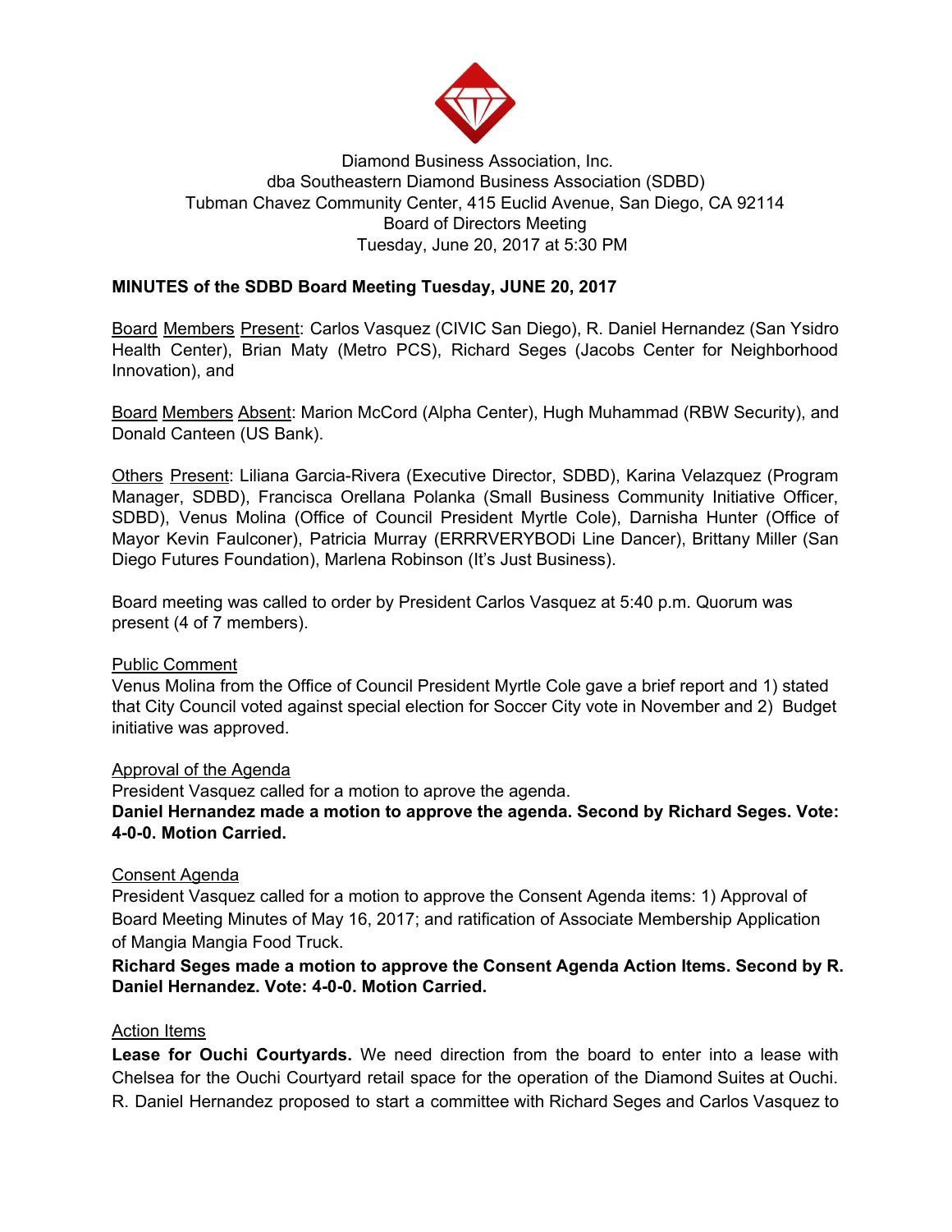Diamond Business Association, Inc.
dba Southeastern Diamond Business Association (SDBD)
Tubman Chavez Community Center, 415 Euclid Avenue, San Diego, CA 92114
Board of Directors Meeting
Tuesday, June 20, 2017 at 5:30 PM

**MINUTES of the SDBD Board Meeting Tuesday, JUNE 20, 2017**

Board Members Present: Carlos Vasquez (CIVIC San Diego), R. Daniel Hernandez (San Ysidro Health Center), Brian Maty (Metro PCS), Richard Seges (Jacobs Center for Neighborhood Innovation), and

Board Members Absent: Marion McCord (Alpha Center), Hugh Muhammad (RBW Security), and Donald Canteen (US Bank).

Others Present: Liliana Garcia-Rivera (Executive Director, SDBD), Karina Velazquez (Program Manager, SDBD), Francisca Orellana Polanka (Small Business Community Initiative Officer, SDBD), Venus Molina (Office of Council President Myrtle Cole), Darnisha Hunter (Office of Mayor Kevin Faulconer), Patricia Murray (ERRRVERYBODi Line Dancer), Brittany Miller (San Diego Futures Foundation), Marlena Robinson (It's Just Business).

Board meeting was called to order by President Carlos Vasquez at 5:40 p.m. Quorum was present (4 of 7 members).

Public Comment
Venus Molina from the Office of Council President Myrtle Cole gave a brief report and 1) stated that City Council voted against special election for Soccer City vote in November and 2) Budget initiative was approved.

Approval of the Agenda
President Vasquez called for a motion to aprove the agenda.
**Daniel Hernandez made a motion to approve the agenda. Second by Richard Seges. Vote: 4-0-0. Motion Carried.**

Consent Agenda
President Vasquez called for a motion to approve the Consent Agenda items: 1) Approval of Board Meeting Minutes of May 16, 2017; and ratification of Associate Membership Application of Mangia Mangia Food Truck.
**Richard Seges made a motion to approve the Consent Agenda Action Items. Second by R. Daniel Hernandez. Vote: 4-0-0. Motion Carried.**

Action Items
**Lease for Ouchi Courtyards.** We need direction from the board to enter into a lease with Chelsea for the Ouchi Courtyard retail space for the operation of the Diamond Suites at Ouchi. R. Daniel Hernandez proposed to start a committee with Richard Seges and Carlos Vasquez to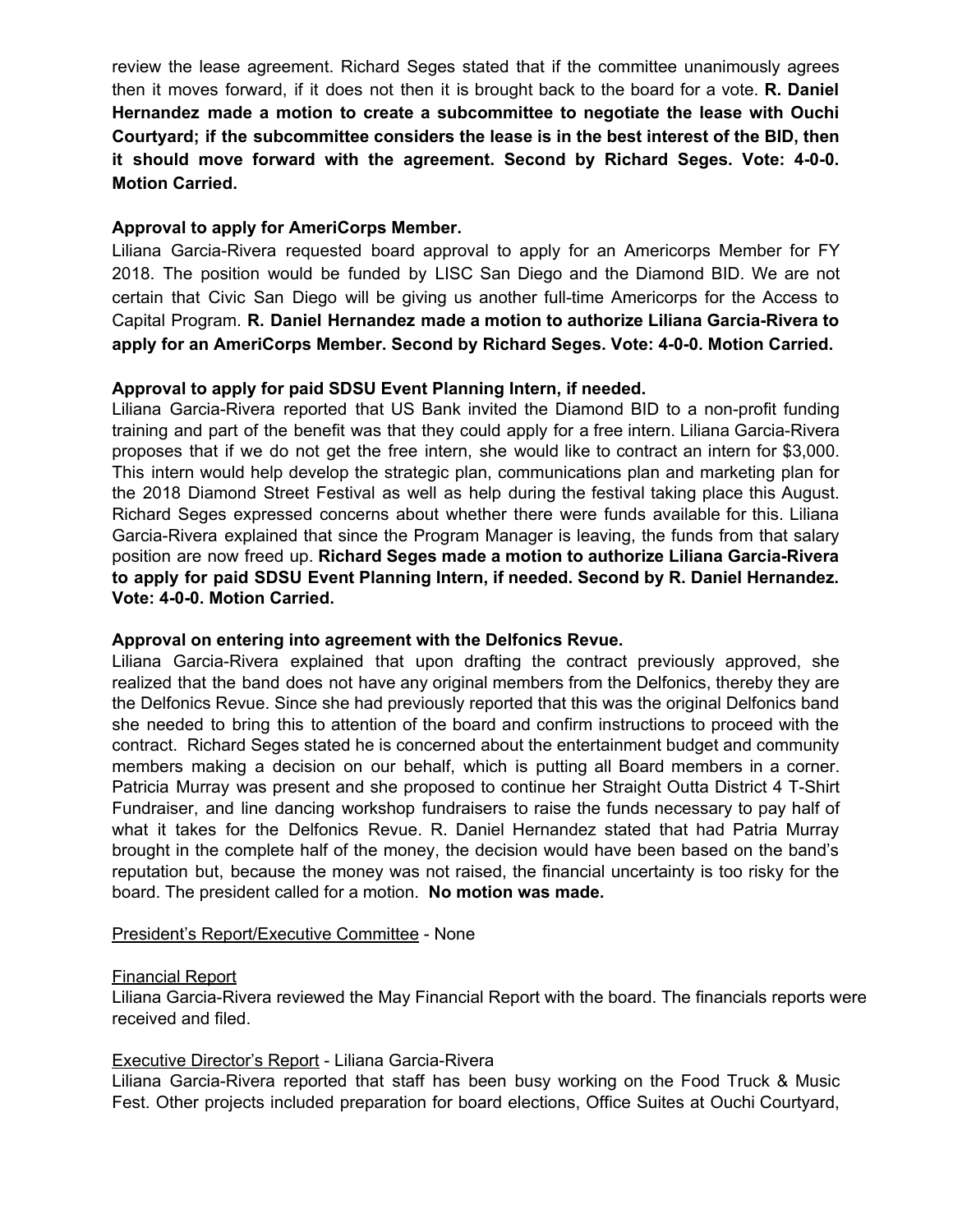review the lease agreement. Richard Seges stated that if the committee unanimously agrees then it moves forward, if it does not then it is brought back to the board for a vote. **R. Daniel Hernandez made a motion to create a subcommittee to negotiate the lease with Ouchi Courtyard; if the subcommittee considers the lease is in the best interest of the BID, then it should move forward with the agreement. Second by Richard Seges. Vote: 4-0-0. Motion Carried.**

**Approval to apply for AmeriCorps Member.**
Liliana Garcia-Rivera requested board approval to apply for an Americorps Member for FY 2018. The position would be funded by LISC San Diego and the Diamond BID. We are not certain that Civic San Diego will be giving us another full-time Americorps for the Access to Capital Program. **R. Daniel Hernandez made a motion to authorize Liliana Garcia-Rivera to apply for an AmeriCorps Member. Second by Richard Seges. Vote: 4-0-0. Motion Carried.**

**Approval to apply for paid SDSU Event Planning Intern, if needed.**
Liliana Garcia-Rivera reported that US Bank invited the Diamond BID to a non-profit funding training and part of the benefit was that they could apply for a free intern. Liliana Garcia-Rivera proposes that if we do not get the free intern, she would like to contract an intern for $3,000. This intern would help develop the strategic plan, communications plan and marketing plan for the 2018 Diamond Street Festival as well as help during the festival taking place this August. Richard Seges expressed concerns about whether there were funds available for this. Liliana Garcia-Rivera explained that since the Program Manager is leaving, the funds from that salary position are now freed up. **Richard Seges made a motion to authorize Liliana Garcia-Rivera to apply for paid SDSU Event Planning Intern, if needed. Second by R. Daniel Hernandez. Vote: 4-0-0. Motion Carried.**

**Approval on entering into agreement with the Delfonics Revue.**
Liliana Garcia-Rivera explained that upon drafting the contract previously approved, she realized that the band does not have any original members from the Delfonics, thereby they are the Delfonics Revue. Since she had previously reported that this was the original Delfonics band she needed to bring this to attention of the board and confirm instructions to proceed with the contract. Richard Seges stated he is concerned about the entertainment budget and community members making a decision on our behalf, which is putting all Board members in a corner. Patricia Murray was present and she proposed to continue her Straight Outta District 4 T-Shirt Fundraiser, and line dancing workshop fundraisers to raise the funds necessary to pay half of what it takes for the Delfonics Revue. R. Daniel Hernandez stated that had Patria Murray brought in the complete half of the money, the decision would have been based on the band's reputation but, because the money was not raised, the financial uncertainty is too risky for the board. The president called for a motion. **No motion was made.**

President's Report/Executive Committee - None

Financial Report
Liliana Garcia-Rivera reviewed the May Financial Report with the board. The financials reports were received and filed.

Executive Director's Report - Liliana Garcia-Rivera
Liliana Garcia-Rivera reported that staff has been busy working on the Food Truck & Music Fest. Other projects included preparation for board elections, Office Suites at Ouchi Courtyard,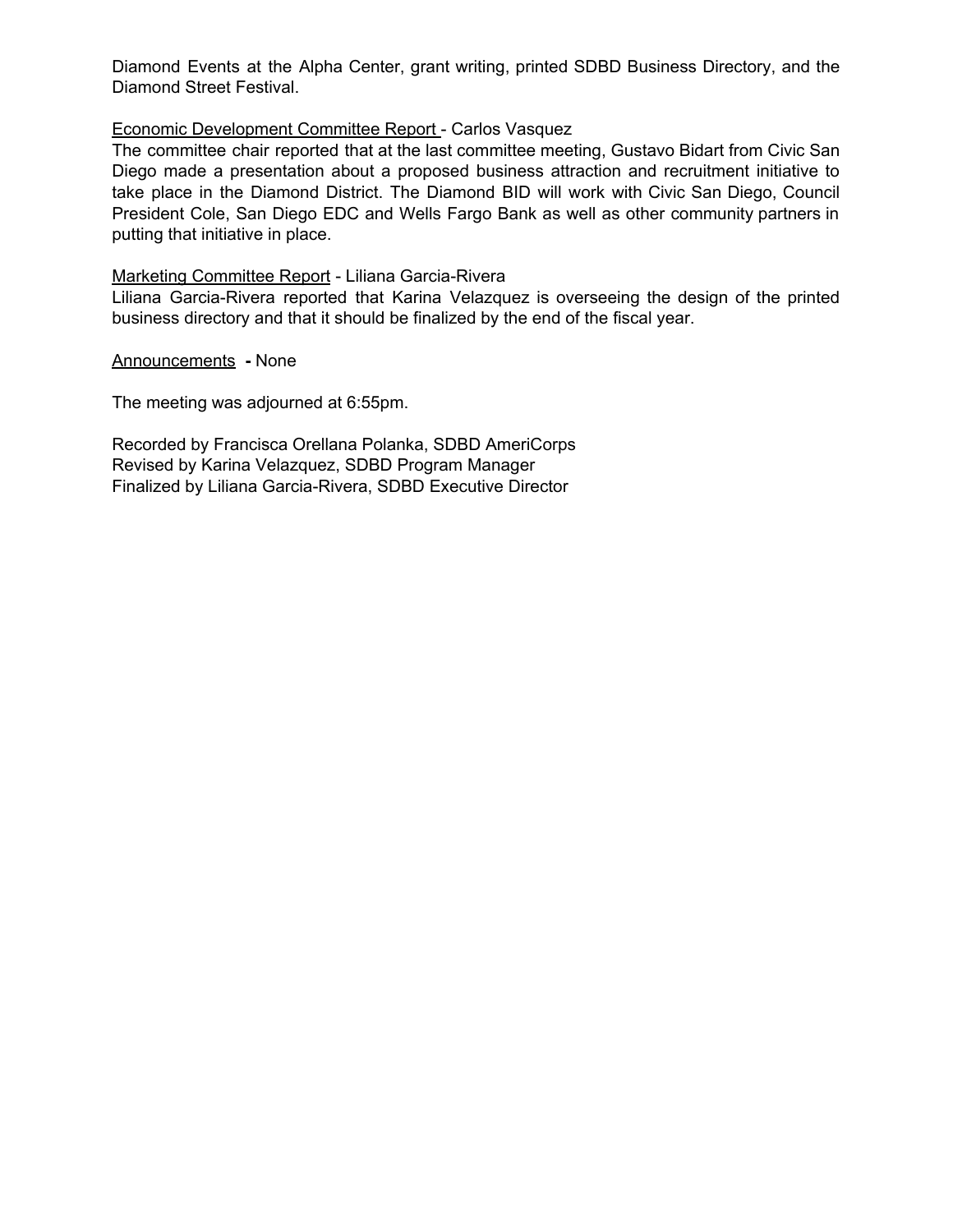Diamond Events at the Alpha Center, grant writing, printed SDBD Business Directory, and the Diamond Street Festival.

Economic Development Committee Report - Carlos Vasquez
The committee chair reported that at the last committee meeting, Gustavo Bidart from Civic San Diego made a presentation about a proposed business attraction and recruitment initiative to take place in the Diamond District. The Diamond BID will work with Civic San Diego, Council President Cole, San Diego EDC and Wells Fargo Bank as well as other community partners in putting that initiative in place.

Marketing Committee Report - Liliana Garcia-Rivera
Liliana Garcia-Rivera reported that Karina Velazquez is overseeing the design of the printed business directory and that it should be finalized by the end of the fiscal year.

Announcements **-** None

The meeting was adjourned at 6:55pm.

Recorded by Francisca Orellana Polanka, SDBD AmeriCorps
Revised by Karina Velazquez, SDBD Program Manager
Finalized by Liliana Garcia-Rivera, SDBD Executive Director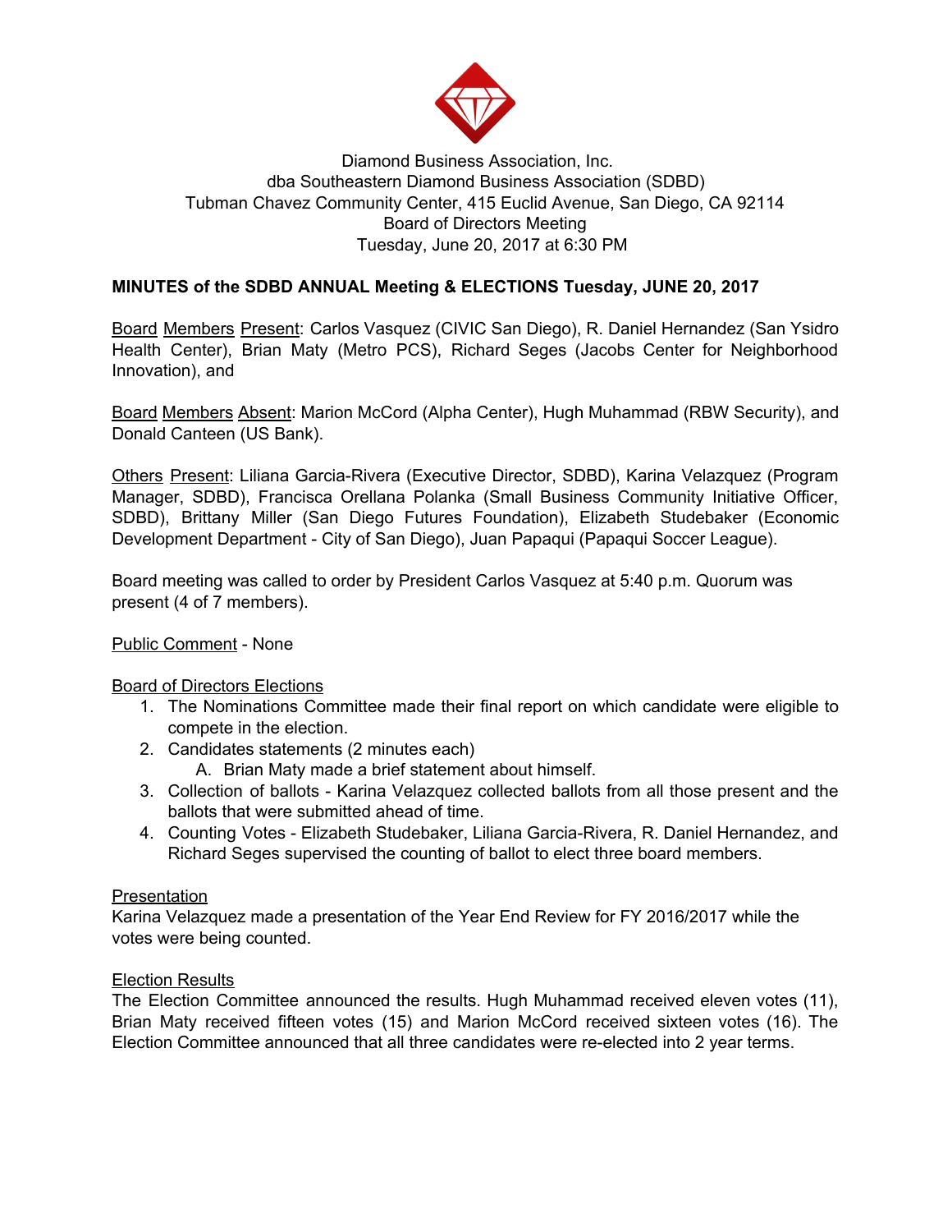Diamond Business Association, Inc.
dba Southeastern Diamond Business Association (SDBD)
Tubman Chavez Community Center, 415 Euclid Avenue, San Diego, CA 92114
Board of Directors Meeting
Tuesday, June 20, 2017 at 6:30 PM

**MINUTES of the SDBD ANNUAL Meeting & ELECTIONS Tuesday, JUNE 20, 2017**

Board Members Present: Carlos Vasquez (CIVIC San Diego), R. Daniel Hernandez (San Ysidro Health Center), Brian Maty (Metro PCS), Richard Seges (Jacobs Center for Neighborhood Innovation), and

Board Members Absent: Marion McCord (Alpha Center), Hugh Muhammad (RBW Security), and Donald Canteen (US Bank).

Others Present: Liliana Garcia-Rivera (Executive Director, SDBD), Karina Velazquez (Program Manager, SDBD), Francisca Orellana Polanka (Small Business Community Initiative Officer, SDBD), Brittany Miller (San Diego Futures Foundation), Elizabeth Studebaker (Economic Development Department - City of San Diego), Juan Papaqui (Papaqui Soccer League).

Board meeting was called to order by President Carlos Vasquez at 5:40 p.m. Quorum was present (4 of 7 members).

Public Comment - None

Board of Directors Elections

1. The Nominations Committee made their final report on which candidate were eligible to compete in the election.
2. Candidates statements (2 minutes each)
   A. Brian Maty made a brief statement about himself.
3. Collection of ballots - Karina Velazquez collected ballots from all those present and the ballots that were submitted ahead of time.
4. Counting Votes - Elizabeth Studebaker, Liliana Garcia-Rivera, R. Daniel Hernandez, and Richard Seges supervised the counting of ballot to elect three board members.

Presentation

Karina Velazquez made a presentation of the Year End Review for FY 2016/2017 while the votes were being counted.

Election Results

The Election Committee announced the results. Hugh Muhammad received eleven votes (11), Brian Maty received fifteen votes (15) and Marion McCord received sixteen votes (16). The Election Committee announced that all three candidates were re-elected into 2 year terms.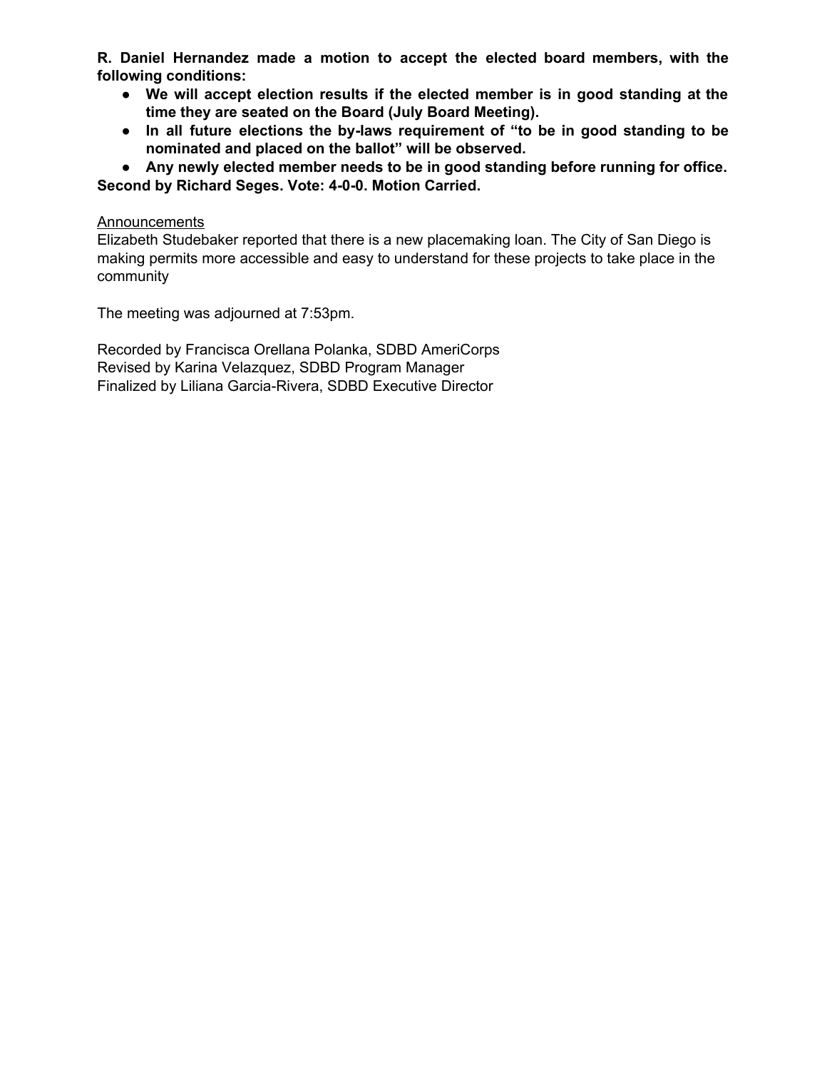**R. Daniel Hernandez made a motion to accept the elected board members, with the following conditions:**

- **We will accept election results if the elected member is in good standing at the time they are seated on the Board (July Board Meeting).**
- **In all future elections the by-laws requirement of "to be in good standing to be nominated and placed on the ballot" will be observed.**
- **Any newly elected member needs to be in good standing before running for office.**

**Second by Richard Seges. Vote: 4-0-0. Motion Carried.**

<u>Announcements</u>

Elizabeth Studebaker reported that there is a new placemaking loan. The City of San Diego is making permits more accessible and easy to understand for these projects to take place in the community

The meeting was adjourned at 7:53pm.

Recorded by Francisca Orellana Polanka, SDBD AmeriCorps
Revised by Karina Velazquez, SDBD Program Manager
Finalized by Liliana Garcia-Rivera, SDBD Executive Director